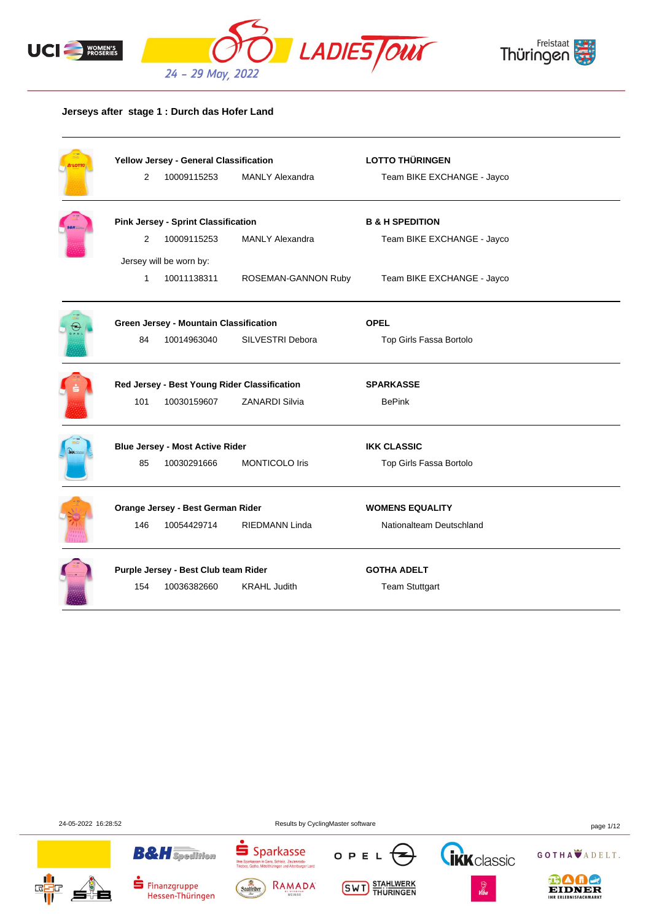## Jerseys after stage 1 : Durch das Hofer Land

| | | | |
|---|---|---|---|
| **Yellow Jersey - General Classification** | | | **LOTTO THÜRINGEN** |
| 2 | 10009115253 | MANLY Alexandra | Team BIKE EXCHANGE - Jayco |
| **Pink Jersey - Sprint Classification** | | | **B & H SPEDITION** |
| 2 | 10009115253 | MANLY Alexandra | Team BIKE EXCHANGE - Jayco |
| Jersey will be worn by: | | | |
| 1 | 10011138311 | ROSEMAN-GANNON Ruby | Team BIKE EXCHANGE - Jayco |
| **Green Jersey - Mountain Classification** | | | **OPEL** |
| 84 | 10014963040 | SILVESTRI Debora | Top Girls Fassa Bortolo |
| **Red Jersey - Best Young Rider Classification** | | | **SPARKASSE** |
| 101 | 10030159607 | ZANARDI Silvia | BePink |
| **Blue Jersey - Most Active Rider** | | | **IKK CLASSIC** |
| 85 | 10030291666 | MONTICOLO Iris | Top Girls Fassa Bortolo |
| **Orange Jersey - Best German Rider** | | | **WOMENS EQUALITY** |
| 146 | 10054429714 | RIEDMANN Linda | Nationalteam Deutschland |
| **Purple Jersey - Best Club team Rider** | | | **GOTHA ADELT** |
| 154 | 10036382660 | KRAHL Judith | Team Stuttgart |

24-05-2022 16:28:52

Results by CyclingMaster software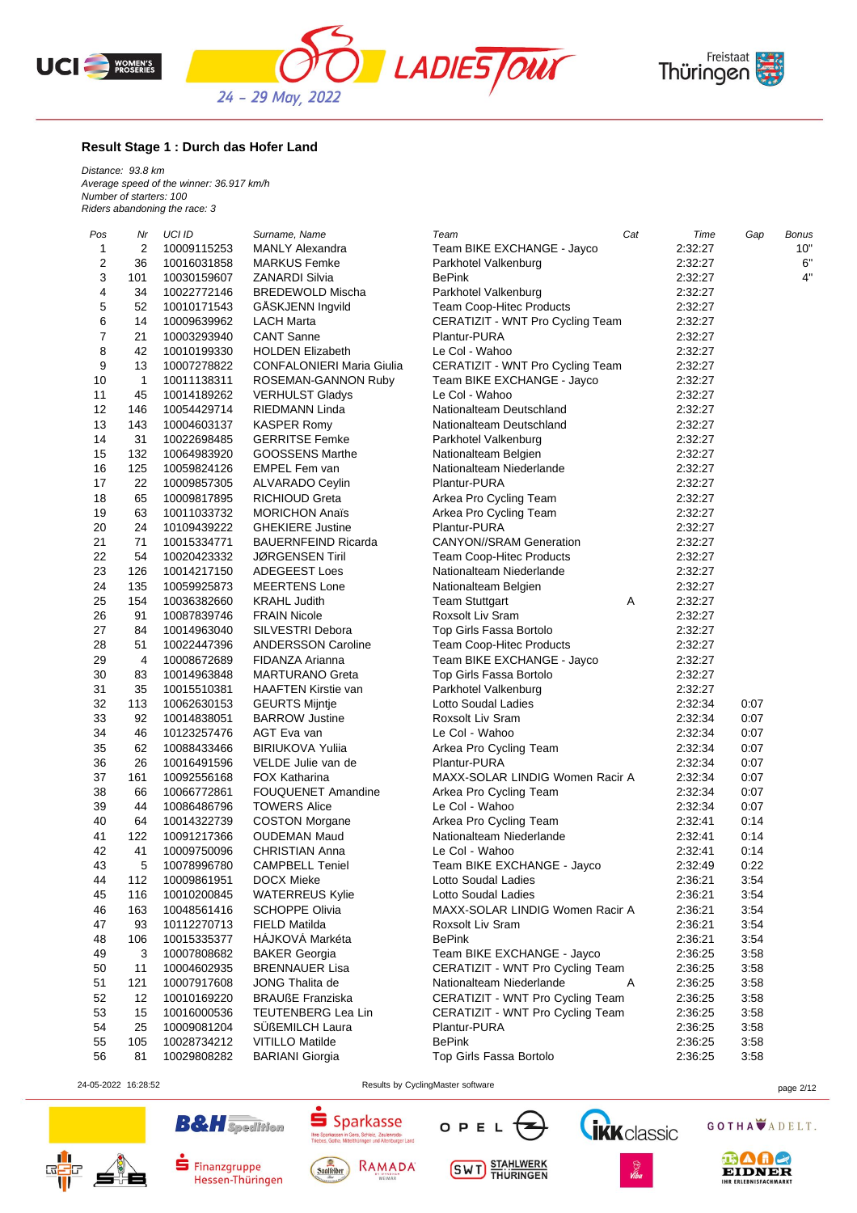## Result Stage 1 : Durch das Hofer Land

*Distance: 93.8 km*
*Average speed of the winner: 36.917 km/h*
*Number of starters: 100*
*Riders abandoning the race: 3*

| Pos | Nr | UCI ID | Surname, Name | Team | Cat | Time | Gap | Bonus |
|---|---|---|---|---|---|---|---|---|
| 1 | 2 | 10009115253 | MANLY Alexandra | Team BIKE EXCHANGE - Jayco | | 2:32:27 | | 10" |
| 2 | 36 | 10016031858 | MARKUS Femke | Parkhotel Valkenburg | | 2:32:27 | | 6" |
| 3 | 101 | 10030159607 | ZANARDI Silvia | BePink | | 2:32:27 | | 4" |
| 4 | 34 | 10022772146 | BREDEWOLD Mischa | Parkhotel Valkenburg | | 2:32:27 | | |
| 5 | 52 | 10010171543 | GÅSKJENN Ingvild | Team Coop-Hitec Products | | 2:32:27 | | |
| 6 | 14 | 10009639962 | LACH Marta | CERATIZIT - WNT Pro Cycling Team | | 2:32:27 | | |
| 7 | 21 | 10003293940 | CANT Sanne | Plantur-PURA | | 2:32:27 | | |
| 8 | 42 | 10010199330 | HOLDEN Elizabeth | Le Col - Wahoo | | 2:32:27 | | |
| 9 | 13 | 10007278822 | CONFALONIERI Maria Giulia | CERATIZIT - WNT Pro Cycling Team | | 2:32:27 | | |
| 10 | 1 | 10011138311 | ROSEMAN-GANNON Ruby | Team BIKE EXCHANGE - Jayco | | 2:32:27 | | |
| 11 | 45 | 10014189262 | VERHULST Gladys | Le Col - Wahoo | | 2:32:27 | | |
| 12 | 146 | 10054429714 | RIEDMANN Linda | Nationalteam Deutschland | | 2:32:27 | | |
| 13 | 143 | 10004603137 | KASPER Romy | Nationalteam Deutschland | | 2:32:27 | | |
| 14 | 31 | 10022698485 | GERRITSE Femke | Parkhotel Valkenburg | | 2:32:27 | | |
| 15 | 132 | 10064983920 | GOOSSENS Marthe | Nationalteam Belgien | | 2:32:27 | | |
| 16 | 125 | 10059824126 | EMPEL Fem van | Nationalteam Niederlande | | 2:32:27 | | |
| 17 | 22 | 10009857305 | ALVARADO Ceylin | Plantur-PURA | | 2:32:27 | | |
| 18 | 65 | 10009817895 | RICHIOUD Greta | Arkea Pro Cycling Team | | 2:32:27 | | |
| 19 | 63 | 10011033732 | MORICHON Anaïs | Arkea Pro Cycling Team | | 2:32:27 | | |
| 20 | 24 | 10109439222 | GHEKIERE Justine | Plantur-PURA | | 2:32:27 | | |
| 21 | 71 | 10015334771 | BAUERNFEIND Ricarda | CANYON//SRAM Generation | | 2:32:27 | | |
| 22 | 54 | 10020423332 | JØRGENSEN Tiril | Team Coop-Hitec Products | | 2:32:27 | | |
| 23 | 126 | 10014217150 | ADEGEEST Loes | Nationalteam Niederlande | | 2:32:27 | | |
| 24 | 135 | 10059925873 | MEERTENS Lone | Nationalteam Belgien | | 2:32:27 | | |
| 25 | 154 | 10036382660 | KRAHL Judith | Team Stuttgart | A | 2:32:27 | | |
| 26 | 91 | 10087839746 | FRAIN Nicole | Roxsolt Liv Sram | | 2:32:27 | | |
| 27 | 84 | 10014963040 | SILVESTRI Debora | Top Girls Fassa Bortolo | | 2:32:27 | | |
| 28 | 51 | 10022447396 | ANDERSSON Caroline | Team Coop-Hitec Products | | 2:32:27 | | |
| 29 | 4 | 10008672689 | FIDANZA Arianna | Team BIKE EXCHANGE - Jayco | | 2:32:27 | | |
| 30 | 83 | 10014963848 | MARTURANO Greta | Top Girls Fassa Bortolo | | 2:32:27 | | |
| 31 | 35 | 10015510381 | HAAFTEN Kirstie van | Parkhotel Valkenburg | | 2:32:27 | | |
| 32 | 113 | 10062630153 | GEURTS Mijntje | Lotto Soudal Ladies | | 2:32:34 | 0:07 | |
| 33 | 92 | 10014838051 | BARROW Justine | Roxsolt Liv Sram | | 2:32:34 | 0:07 | |
| 34 | 46 | 10123257476 | AGT Eva van | Le Col - Wahoo | | 2:32:34 | 0:07 | |
| 35 | 62 | 10088433466 | BIRIUKOVA Yuliia | Arkea Pro Cycling Team | | 2:32:34 | 0:07 | |
| 36 | 26 | 10016491596 | VELDE Julie van de | Plantur-PURA | | 2:32:34 | 0:07 | |
| 37 | 161 | 10092556168 | FOX Katharina | MAXX-SOLAR LINDIG Women Racir | A | 2:32:34 | 0:07 | |
| 38 | 66 | 10066772861 | FOUQUENET Amandine | Arkea Pro Cycling Team | | 2:32:34 | 0:07 | |
| 39 | 44 | 10086486796 | TOWERS Alice | Le Col - Wahoo | | 2:32:34 | 0:07 | |
| 40 | 64 | 10014322739 | COSTON Morgane | Arkea Pro Cycling Team | | 2:32:41 | 0:14 | |
| 41 | 122 | 10091217366 | OUDEMAN Maud | Nationalteam Niederlande | | 2:32:41 | 0:14 | |
| 42 | 41 | 10009750096 | CHRISTIAN Anna | Le Col - Wahoo | | 2:32:41 | 0:14 | |
| 43 | 5 | 10078996780 | CAMPBELL Teniel | Team BIKE EXCHANGE - Jayco | | 2:32:49 | 0:22 | |
| 44 | 112 | 10009861951 | DOCX Mieke | Lotto Soudal Ladies | | 2:36:21 | 3:54 | |
| 45 | 116 | 10010200845 | WATERREUS Kylie | Lotto Soudal Ladies | | 2:36:21 | 3:54 | |
| 46 | 163 | 10048561416 | SCHOPPE Olivia | MAXX-SOLAR LINDIG Women Racir | A | 2:36:21 | 3:54 | |
| 47 | 93 | 10112270713 | FIELD Matilda | Roxsolt Liv Sram | | 2:36:21 | 3:54 | |
| 48 | 106 | 10015335377 | HÁJKOVÁ Markéta | BePink | | 2:36:21 | 3:54 | |
| 49 | 3 | 10007808682 | BAKER Georgia | Team BIKE EXCHANGE - Jayco | | 2:36:25 | 3:58 | |
| 50 | 11 | 10004602935 | BRENNAUER Lisa | CERATIZIT - WNT Pro Cycling Team | | 2:36:25 | 3:58 | |
| 51 | 121 | 10007917608 | JONG Thalita de | Nationalteam Niederlande | A | 2:36:25 | 3:58 | |
| 52 | 12 | 10010169220 | BRAUßE Franziska | CERATIZIT - WNT Pro Cycling Team | | 2:36:25 | 3:58 | |
| 53 | 15 | 10016000536 | TEUTENBERG Lea Lin | CERATIZIT - WNT Pro Cycling Team | | 2:36:25 | 3:58 | |
| 54 | 25 | 10009081204 | SÜßEMILCH Laura | Plantur-PURA | | 2:36:25 | 3:58 | |
| 55 | 105 | 10028734212 | VITILLO Matilde | BePink | | 2:36:25 | 3:58 | |
| 56 | 81 | 10029808282 | BARIANI Giorgia | Top Girls Fassa Bortolo | | 2:36:25 | 3:58 | |

24-05-2022 16:28:52 — Results by CyclingMaster software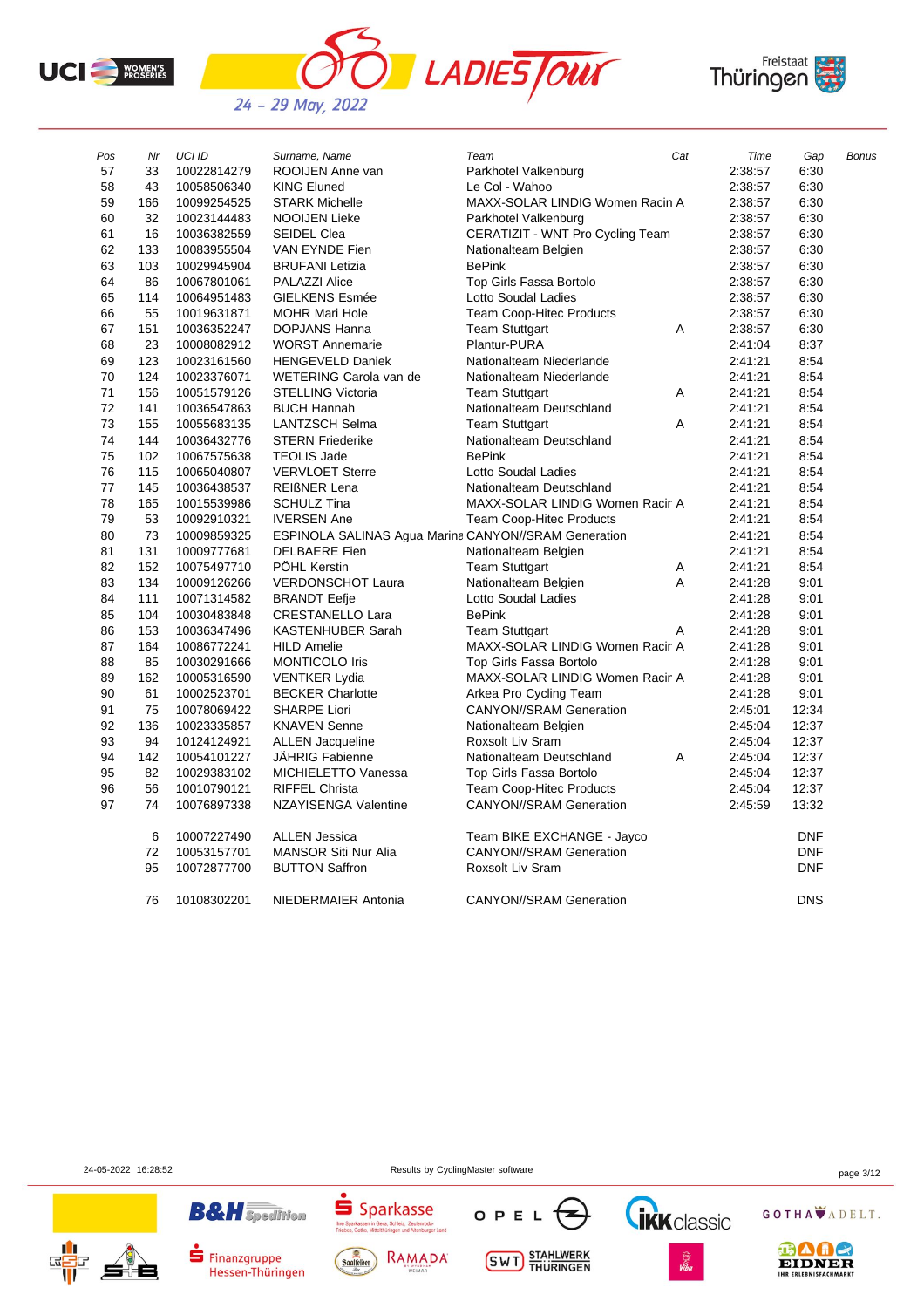| Pos | Nr | UCI ID | Surname, Name | Team | Cat | Time | Gap | Bonus |
|---|---|---|---|---|---|---|---|---|
| 57 | 33 | 10022814279 | ROOIJEN Anne van | Parkhotel Valkenburg | | 2:38:57 | 6:30 | |
| 58 | 43 | 10058506340 | KING Eluned | Le Col - Wahoo | | 2:38:57 | 6:30 | |
| 59 | 166 | 10099254525 | STARK Michelle | MAXX-SOLAR LINDIG Women Racin | A | 2:38:57 | 6:30 | |
| 60 | 32 | 10023144483 | NOOIJEN Lieke | Parkhotel Valkenburg | | 2:38:57 | 6:30 | |
| 61 | 16 | 10036382559 | SEIDEL Clea | CERATIZIT - WNT Pro Cycling Team | | 2:38:57 | 6:30 | |
| 62 | 133 | 10083955504 | VAN EYNDE Fien | Nationalteam Belgien | | 2:38:57 | 6:30 | |
| 63 | 103 | 10029945904 | BRUFANI Letizia | BePink | | 2:38:57 | 6:30 | |
| 64 | 86 | 10067801061 | PALAZZI Alice | Top Girls Fassa Bortolo | | 2:38:57 | 6:30 | |
| 65 | 114 | 10064951483 | GIELKENS Esmée | Lotto Soudal Ladies | | 2:38:57 | 6:30 | |
| 66 | 55 | 10019631871 | MOHR Mari Hole | Team Coop-Hitec Products | | 2:38:57 | 6:30 | |
| 67 | 151 | 10036352247 | DOPJANS Hanna | Team Stuttgart | A | 2:38:57 | 6:30 | |
| 68 | 23 | 10008082912 | WORST Annemarie | Plantur-PURA | | 2:41:04 | 8:37 | |
| 69 | 123 | 10023161560 | HENGEVELD Daniek | Nationalteam Niederlande | | 2:41:21 | 8:54 | |
| 70 | 124 | 10023376071 | WETERING Carola van de | Nationalteam Niederlande | | 2:41:21 | 8:54 | |
| 71 | 156 | 10051579126 | STELLING Victoria | Team Stuttgart | A | 2:41:21 | 8:54 | |
| 72 | 141 | 10036547863 | BUCH Hannah | Nationalteam Deutschland | | 2:41:21 | 8:54 | |
| 73 | 155 | 10055683135 | LANTZSCH Selma | Team Stuttgart | A | 2:41:21 | 8:54 | |
| 74 | 144 | 10036432776 | STERN Friederike | Nationalteam Deutschland | | 2:41:21 | 8:54 | |
| 75 | 102 | 10067575638 | TEOLIS Jade | BePink | | 2:41:21 | 8:54 | |
| 76 | 115 | 10065040807 | VERVLOET Sterre | Lotto Soudal Ladies | | 2:41:21 | 8:54 | |
| 77 | 145 | 10036438537 | REIßNER Lena | Nationalteam Deutschland | | 2:41:21 | 8:54 | |
| 78 | 165 | 10015539986 | SCHULZ Tina | MAXX-SOLAR LINDIG Women Racir | A | 2:41:21 | 8:54 | |
| 79 | 53 | 10092910321 | IVERSEN Ane | Team Coop-Hitec Products | | 2:41:21 | 8:54 | |
| 80 | 73 | 10009859325 | ESPINOLA SALINAS Agua Marina | CANYON//SRAM Generation | | 2:41:21 | 8:54 | |
| 81 | 131 | 10009777681 | DELBAERE Fien | Nationalteam Belgien | | 2:41:21 | 8:54 | |
| 82 | 152 | 10075497710 | PÖHL Kerstin | Team Stuttgart | A | 2:41:21 | 8:54 | |
| 83 | 134 | 10009126266 | VERDONSCHOT Laura | Nationalteam Belgien | A | 2:41:28 | 9:01 | |
| 84 | 111 | 10071314582 | BRANDT Eefje | Lotto Soudal Ladies | | 2:41:28 | 9:01 | |
| 85 | 104 | 10030483848 | CRESTANELLO Lara | BePink | | 2:41:28 | 9:01 | |
| 86 | 153 | 10036347496 | KASTENHUBER Sarah | Team Stuttgart | A | 2:41:28 | 9:01 | |
| 87 | 164 | 10086772241 | HILD Amelie | MAXX-SOLAR LINDIG Women Racir | A | 2:41:28 | 9:01 | |
| 88 | 85 | 10030291666 | MONTICOLO Iris | Top Girls Fassa Bortolo | | 2:41:28 | 9:01 | |
| 89 | 162 | 10005316590 | VENTKER Lydia | MAXX-SOLAR LINDIG Women Racir | A | 2:41:28 | 9:01 | |
| 90 | 61 | 10002523701 | BECKER Charlotte | Arkea Pro Cycling Team | | 2:41:28 | 9:01 | |
| 91 | 75 | 10078069422 | SHARPE Liori | CANYON//SRAM Generation | | 2:45:01 | 12:34 | |
| 92 | 136 | 10023335857 | KNAVEN Senne | Nationalteam Belgien | | 2:45:04 | 12:37 | |
| 93 | 94 | 10124124921 | ALLEN Jacqueline | Roxsolt Liv Sram | | 2:45:04 | 12:37 | |
| 94 | 142 | 10054101227 | JÄHRIG Fabienne | Nationalteam Deutschland | A | 2:45:04 | 12:37 | |
| 95 | 82 | 10029383102 | MICHIELETTO Vanessa | Top Girls Fassa Bortolo | | 2:45:04 | 12:37 | |
| 96 | 56 | 10010790121 | RIFFEL Christa | Team Coop-Hitec Products | | 2:45:04 | 12:37 | |
| 97 | 74 | 10076897338 | NZAYISENGA Valentine | CANYON//SRAM Generation | | 2:45:59 | 13:32 | |
| | 6 | 10007227490 | ALLEN Jessica | Team BIKE EXCHANGE - Jayco | | | DNF | |
| | 72 | 10053157701 | MANSOR Siti Nur Alia | CANYON//SRAM Generation | | | DNF | |
| | 95 | 10072877700 | BUTTON Saffron | Roxsolt Liv Sram | | | DNF | |
| | 76 | 10108302201 | NIEDERMAIER Antonia | CANYON//SRAM Generation | | | DNS | |

24-05-2022 16:28:52 Results by CyclingMaster software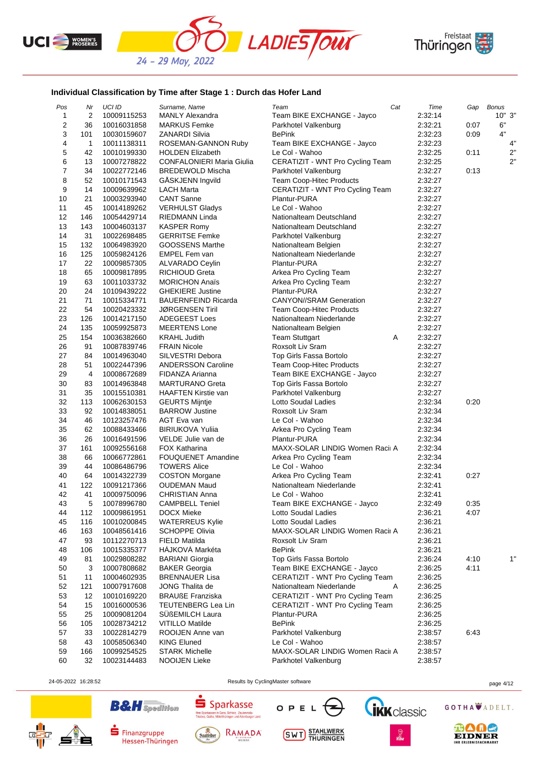# Individual Classification by Time after Stage 1 : Durch das Hofer Land

| Pos | Nr | UCI ID | Surname, Name | Team | Cat | Time | Gap | Bonus |
|---|---|---|---|---|---|---|---|---|
| 1 | 2 | 10009115253 | MANLY Alexandra | Team BIKE EXCHANGE - Jayco | | 2:32:14 | | 10" 3" |
| 2 | 36 | 10016031858 | MARKUS Femke | Parkhotel Valkenburg | | 2:32:21 | 0:07 | 6" |
| 3 | 101 | 10030159607 | ZANARDI Silvia | BePink | | 2:32:23 | 0:09 | 4" |
| 4 | 1 | 10011138311 | ROSEMAN-GANNON Ruby | Team BIKE EXCHANGE - Jayco | | 2:32:23 | | 4" |
| 5 | 42 | 10010199330 | HOLDEN Elizabeth | Le Col - Wahoo | | 2:32:25 | 0:11 | 2" |
| 6 | 13 | 10007278822 | CONFALONIERI Maria Giulia | CERATIZIT - WNT Pro Cycling Team | | 2:32:25 | | 2" |
| 7 | 34 | 10022772146 | BREDEWOLD Mischa | Parkhotel Valkenburg | | 2:32:27 | 0:13 | |
| 8 | 52 | 10010171543 | GÅSKJENN Ingvild | Team Coop-Hitec Products | | 2:32:27 | | |
| 9 | 14 | 10009639962 | LACH Marta | CERATIZIT - WNT Pro Cycling Team | | 2:32:27 | | |
| 10 | 21 | 10003293940 | CANT Sanne | Plantur-PURA | | 2:32:27 | | |
| 11 | 45 | 10014189262 | VERHULST Gladys | Le Col - Wahoo | | 2:32:27 | | |
| 12 | 146 | 10054429714 | RIEDMANN Linda | Nationalteam Deutschland | | 2:32:27 | | |
| 13 | 143 | 10004603137 | KASPER Romy | Nationalteam Deutschland | | 2:32:27 | | |
| 14 | 31 | 10022698485 | GERRITSE Femke | Parkhotel Valkenburg | | 2:32:27 | | |
| 15 | 132 | 10064983920 | GOOSSENS Marthe | Nationalteam Belgien | | 2:32:27 | | |
| 16 | 125 | 10059824126 | EMPEL Fem van | Nationalteam Niederlande | | 2:32:27 | | |
| 17 | 22 | 10009857305 | ALVARADO Ceylin | Plantur-PURA | | 2:32:27 | | |
| 18 | 65 | 10009817895 | RICHIOUD Greta | Arkea Pro Cycling Team | | 2:32:27 | | |
| 19 | 63 | 10011033732 | MORICHON Anaïs | Arkea Pro Cycling Team | | 2:32:27 | | |
| 20 | 24 | 10109439222 | GHEKIERE Justine | Plantur-PURA | | 2:32:27 | | |
| 21 | 71 | 10015334771 | BAUERNFEIND Ricarda | CANYON//SRAM Generation | | 2:32:27 | | |
| 22 | 54 | 10020423332 | JØRGENSEN Tiril | Team Coop-Hitec Products | | 2:32:27 | | |
| 23 | 126 | 10014217150 | ADEGEEST Loes | Nationalteam Niederlande | | 2:32:27 | | |
| 24 | 135 | 10059925873 | MEERTENS Lone | Nationalteam Belgien | | 2:32:27 | | |
| 25 | 154 | 10036382660 | KRAHL Judith | Team Stuttgart | A | 2:32:27 | | |
| 26 | 91 | 10087839746 | FRAIN Nicole | Roxsolt Liv Sram | | 2:32:27 | | |
| 27 | 84 | 10014963040 | SILVESTRI Debora | Top Girls Fassa Bortolo | | 2:32:27 | | |
| 28 | 51 | 10022447396 | ANDERSSON Caroline | Team Coop-Hitec Products | | 2:32:27 | | |
| 29 | 4 | 10008672689 | FIDANZA Arianna | Team BIKE EXCHANGE - Jayco | | 2:32:27 | | |
| 30 | 83 | 10014963848 | MARTURANO Greta | Top Girls Fassa Bortolo | | 2:32:27 | | |
| 31 | 35 | 10015510381 | HAAFTEN Kirstie van | Parkhotel Valkenburg | | 2:32:27 | | |
| 32 | 113 | 10062630153 | GEURTS Mijntje | Lotto Soudal Ladies | | 2:32:34 | 0:20 | |
| 33 | 92 | 10014838051 | BARROW Justine | Roxsolt Liv Sram | | 2:32:34 | | |
| 34 | 46 | 10123257476 | AGT Eva van | Le Col - Wahoo | | 2:32:34 | | |
| 35 | 62 | 10088433466 | BIRIUKOVA Yuliia | Arkea Pro Cycling Team | | 2:32:34 | | |
| 36 | 26 | 10016491596 | VELDE Julie van de | Plantur-PURA | | 2:32:34 | | |
| 37 | 161 | 10092556168 | FOX Katharina | MAXX-SOLAR LINDIG Women Racii | A | 2:32:34 | | |
| 38 | 66 | 10066772861 | FOUQUENET Amandine | Arkea Pro Cycling Team | | 2:32:34 | | |
| 39 | 44 | 10086486796 | TOWERS Alice | Le Col - Wahoo | | 2:32:34 | | |
| 40 | 64 | 10014322739 | COSTON Morgane | Arkea Pro Cycling Team | | 2:32:41 | 0:27 | |
| 41 | 122 | 10091217366 | OUDEMAN Maud | Nationalteam Niederlande | | 2:32:41 | | |
| 42 | 41 | 10009750096 | CHRISTIAN Anna | Le Col - Wahoo | | 2:32:41 | | |
| 43 | 5 | 10078996780 | CAMPBELL Teniel | Team BIKE EXCHANGE - Jayco | | 2:32:49 | 0:35 | |
| 44 | 112 | 10009861951 | DOCX Mieke | Lotto Soudal Ladies | | 2:36:21 | 4:07 | |
| 45 | 116 | 10010200845 | WATERREUS Kylie | Lotto Soudal Ladies | | 2:36:21 | | |
| 46 | 163 | 10048561416 | SCHOPPE Olivia | MAXX-SOLAR LINDIG Women Racii | A | 2:36:21 | | |
| 47 | 93 | 10112270713 | FIELD Matilda | Roxsolt Liv Sram | | 2:36:21 | | |
| 48 | 106 | 10015335377 | HÁJKOVÁ Markéta | BePink | | 2:36:21 | | |
| 49 | 81 | 10029808282 | BARIANI Giorgia | Top Girls Fassa Bortolo | | 2:36:24 | 4:10 | 1" |
| 50 | 3 | 10007808682 | BAKER Georgia | Team BIKE EXCHANGE - Jayco | | 2:36:25 | 4:11 | |
| 51 | 11 | 10004602935 | BRENNAUER Lisa | CERATIZIT - WNT Pro Cycling Team | | 2:36:25 | | |
| 52 | 121 | 10007917608 | JONG Thalita de | Nationalteam Niederlande | A | 2:36:25 | | |
| 53 | 12 | 10010169220 | BRAUßE Franziska | CERATIZIT - WNT Pro Cycling Team | | 2:36:25 | | |
| 54 | 15 | 10016000536 | TEUTENBERG Lea Lin | CERATIZIT - WNT Pro Cycling Team | | 2:36:25 | | |
| 55 | 25 | 10009081204 | SÜßEMILCH Laura | Plantur-PURA | | 2:36:25 | | |
| 56 | 105 | 10028734212 | VITILLO Matilde | BePink | | 2:36:25 | | |
| 57 | 33 | 10022814279 | ROOIJEN Anne van | Parkhotel Valkenburg | | 2:38:57 | 6:43 | |
| 58 | 43 | 10058506340 | KING Eluned | Le Col - Wahoo | | 2:38:57 | | |
| 59 | 166 | 10099254525 | STARK Michelle | MAXX-SOLAR LINDIG Women Racii | A | 2:38:57 | | |
| 60 | 32 | 10023144483 | NOOIJEN Lieke | Parkhotel Valkenburg | | 2:38:57 | | |

24-05-2022 16:28:52

Results by CyclingMaster software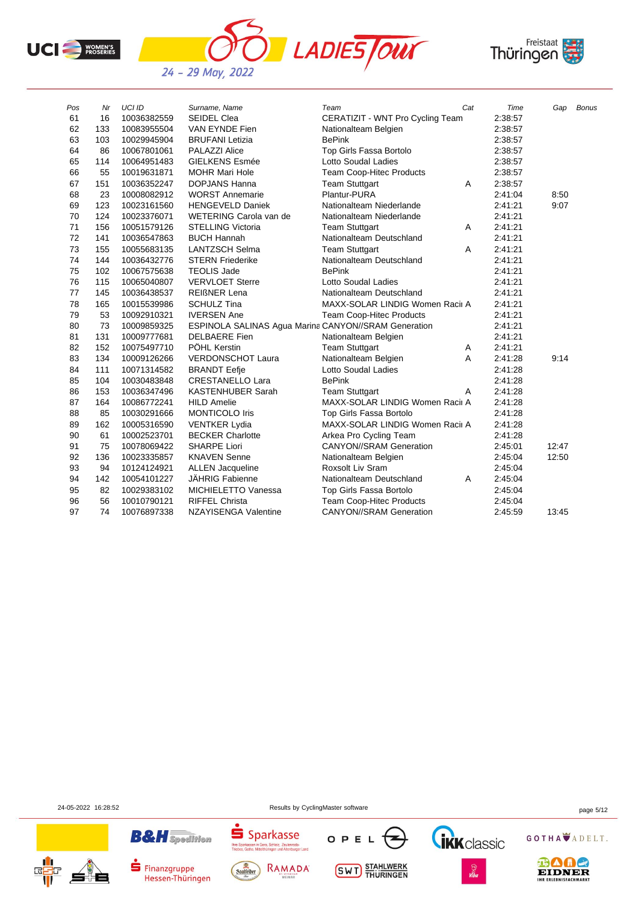| Pos | Nr | UCI ID | Surname, Name | Team | Cat | Time | Gap | Bonus |
|---|---|---|---|---|---|---|---|---|
| 61 | 16 | 10036382559 | SEIDEL Clea | CERATIZIT - WNT Pro Cycling Team | | 2:38:57 | | |
| 62 | 133 | 10083955504 | VAN EYNDE Fien | Nationalteam Belgien | | 2:38:57 | | |
| 63 | 103 | 10029945904 | BRUFANI Letizia | BePink | | 2:38:57 | | |
| 64 | 86 | 10067801061 | PALAZZI Alice | Top Girls Fassa Bortolo | | 2:38:57 | | |
| 65 | 114 | 10064951483 | GIELKENS Esmée | Lotto Soudal Ladies | | 2:38:57 | | |
| 66 | 55 | 10019631871 | MOHR Mari Hole | Team Coop-Hitec Products | | 2:38:57 | | |
| 67 | 151 | 10036352247 | DOPJANS Hanna | Team Stuttgart | A | 2:38:57 | | |
| 68 | 23 | 10008082912 | WORST Annemarie | Plantur-PURA | | 2:41:04 | 8:50 | |
| 69 | 123 | 10023161560 | HENGEVELD Daniek | Nationalteam Niederlande | | 2:41:21 | 9:07 | |
| 70 | 124 | 10023376071 | WETERING Carola van de | Nationalteam Niederlande | | 2:41:21 | | |
| 71 | 156 | 10051579126 | STELLING Victoria | Team Stuttgart | A | 2:41:21 | | |
| 72 | 141 | 10036547863 | BUCH Hannah | Nationalteam Deutschland | | 2:41:21 | | |
| 73 | 155 | 10055683135 | LANTZSCH Selma | Team Stuttgart | A | 2:41:21 | | |
| 74 | 144 | 10036432776 | STERN Friederike | Nationalteam Deutschland | | 2:41:21 | | |
| 75 | 102 | 10067575638 | TEOLIS Jade | BePink | | 2:41:21 | | |
| 76 | 115 | 10065040807 | VERVLOET Sterre | Lotto Soudal Ladies | | 2:41:21 | | |
| 77 | 145 | 10036438537 | REIẞNER Lena | Nationalteam Deutschland | | 2:41:21 | | |
| 78 | 165 | 10015539986 | SCHULZ Tina | MAXX-SOLAR LINDIG Women Racii | A | 2:41:21 | | |
| 79 | 53 | 10092910321 | IVERSEN Ane | Team Coop-Hitec Products | | 2:41:21 | | |
| 80 | 73 | 10009859325 | ESPINOLA SALINAS Agua Marina | CANYON//SRAM Generation | | 2:41:21 | | |
| 81 | 131 | 10009777681 | DELBAERE Fien | Nationalteam Belgien | | 2:41:21 | | |
| 82 | 152 | 10075497710 | PÖHL Kerstin | Team Stuttgart | A | 2:41:21 | | |
| 83 | 134 | 10009126266 | VERDONSCHOT Laura | Nationalteam Belgien | A | 2:41:28 | 9:14 | |
| 84 | 111 | 10071314582 | BRANDT Eefje | Lotto Soudal Ladies | | 2:41:28 | | |
| 85 | 104 | 10030483848 | CRESTANELLO Lara | BePink | | 2:41:28 | | |
| 86 | 153 | 10036347496 | KASTENHUBER Sarah | Team Stuttgart | A | 2:41:28 | | |
| 87 | 164 | 10086772241 | HILD Amelie | MAXX-SOLAR LINDIG Women Racii | A | 2:41:28 | | |
| 88 | 85 | 10030291666 | MONTICOLO Iris | Top Girls Fassa Bortolo | | 2:41:28 | | |
| 89 | 162 | 10005316590 | VENTKER Lydia | MAXX-SOLAR LINDIG Women Racii | A | 2:41:28 | | |
| 90 | 61 | 10002523701 | BECKER Charlotte | Arkea Pro Cycling Team | | 2:41:28 | | |
| 91 | 75 | 10078069422 | SHARPE Liori | CANYON//SRAM Generation | | 2:45:01 | 12:47 | |
| 92 | 136 | 10023335857 | KNAVEN Senne | Nationalteam Belgien | | 2:45:04 | 12:50 | |
| 93 | 94 | 10124124921 | ALLEN Jacqueline | Roxsolt Liv Sram | | 2:45:04 | | |
| 94 | 142 | 10054101227 | JÄHRIG Fabienne | Nationalteam Deutschland | A | 2:45:04 | | |
| 95 | 82 | 10029383102 | MICHIELETTO Vanessa | Top Girls Fassa Bortolo | | 2:45:04 | | |
| 96 | 56 | 10010790121 | RIFFEL Christa | Team Coop-Hitec Products | | 2:45:04 | | |
| 97 | 74 | 10076897338 | NZAYISENGA Valentine | CANYON//SRAM Generation | | 2:45:59 | 13:45 | |

24-05-2022 16:28:52 Results by CyclingMaster software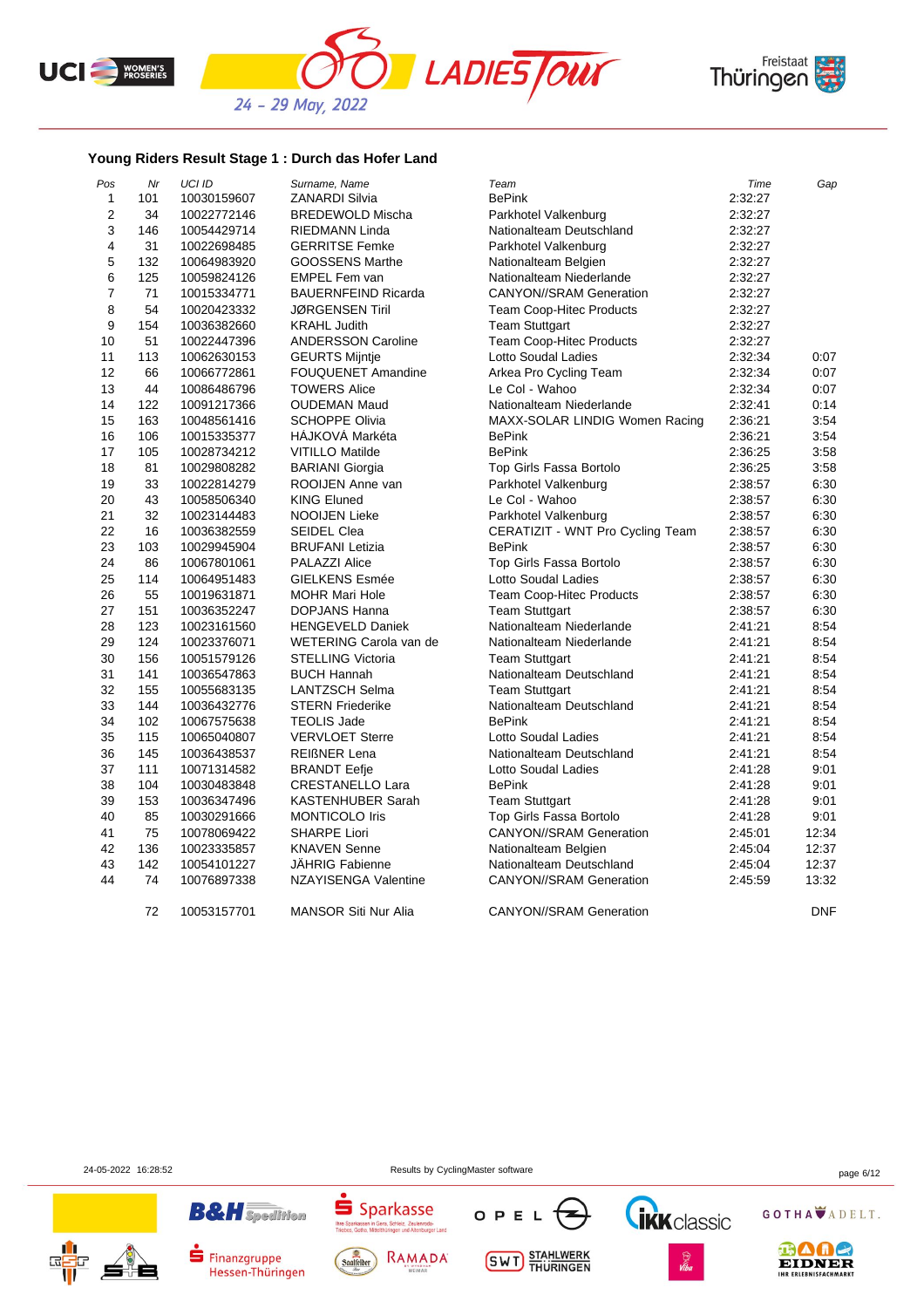24 - 29 May, 2022

### Young Riders Result Stage 1 : Durch das Hofer Land

| Pos | Nr | UCI ID | Surname, Name | Team | Time | Gap |
|---|---|---|---|---|---|---|
| 1 | 101 | 10030159607 | ZANARDI Silvia | BePink | 2:32:27 | |
| 2 | 34 | 10022772146 | BREDEWOLD Mischa | Parkhotel Valkenburg | 2:32:27 | |
| 3 | 146 | 10054429714 | RIEDMANN Linda | Nationalteam Deutschland | 2:32:27 | |
| 4 | 31 | 10022698485 | GERRITSE Femke | Parkhotel Valkenburg | 2:32:27 | |
| 5 | 132 | 10064983920 | GOOSSENS Marthe | Nationalteam Belgien | 2:32:27 | |
| 6 | 125 | 10059824126 | EMPEL Fem van | Nationalteam Niederlande | 2:32:27 | |
| 7 | 71 | 10015334771 | BAUERNFEIND Ricarda | CANYON//SRAM Generation | 2:32:27 | |
| 8 | 54 | 10020423332 | JØRGENSEN Tiril | Team Coop-Hitec Products | 2:32:27 | |
| 9 | 154 | 10036382660 | KRAHL Judith | Team Stuttgart | 2:32:27 | |
| 10 | 51 | 10022447396 | ANDERSSON Caroline | Team Coop-Hitec Products | 2:32:27 | |
| 11 | 113 | 10062630153 | GEURTS Mijntje | Lotto Soudal Ladies | 2:32:34 | 0:07 |
| 12 | 66 | 10066772861 | FOUQUENET Amandine | Arkea Pro Cycling Team | 2:32:34 | 0:07 |
| 13 | 44 | 10086486796 | TOWERS Alice | Le Col - Wahoo | 2:32:34 | 0:07 |
| 14 | 122 | 10091217366 | OUDEMAN Maud | Nationalteam Niederlande | 2:32:41 | 0:14 |
| 15 | 163 | 10048561416 | SCHOPPE Olivia | MAXX-SOLAR LINDIG Women Racing | 2:36:21 | 3:54 |
| 16 | 106 | 10015335377 | HÁJKOVÁ Markéta | BePink | 2:36:21 | 3:54 |
| 17 | 105 | 10028734212 | VITILLO Matilde | BePink | 2:36:25 | 3:58 |
| 18 | 81 | 10029808282 | BARIANI Giorgia | Top Girls Fassa Bortolo | 2:36:25 | 3:58 |
| 19 | 33 | 10022814279 | ROOIJEN Anne van | Parkhotel Valkenburg | 2:38:57 | 6:30 |
| 20 | 43 | 10058506340 | KING Eluned | Le Col - Wahoo | 2:38:57 | 6:30 |
| 21 | 32 | 10023144483 | NOOIJEN Lieke | Parkhotel Valkenburg | 2:38:57 | 6:30 |
| 22 | 16 | 10036382559 | SEIDEL Clea | CERATIZIT - WNT Pro Cycling Team | 2:38:57 | 6:30 |
| 23 | 103 | 10029945904 | BRUFANI Letizia | BePink | 2:38:57 | 6:30 |
| 24 | 86 | 10067801061 | PALAZZI Alice | Top Girls Fassa Bortolo | 2:38:57 | 6:30 |
| 25 | 114 | 10064951483 | GIELKENS Esmée | Lotto Soudal Ladies | 2:38:57 | 6:30 |
| 26 | 55 | 10019631871 | MOHR Mari Hole | Team Coop-Hitec Products | 2:38:57 | 6:30 |
| 27 | 151 | 10036352247 | DOPJANS Hanna | Team Stuttgart | 2:38:57 | 6:30 |
| 28 | 123 | 10023161560 | HENGEVELD Daniek | Nationalteam Niederlande | 2:41:21 | 8:54 |
| 29 | 124 | 10023376071 | WETERING Carola van de | Nationalteam Niederlande | 2:41:21 | 8:54 |
| 30 | 156 | 10051579126 | STELLING Victoria | Team Stuttgart | 2:41:21 | 8:54 |
| 31 | 141 | 10036547863 | BUCH Hannah | Nationalteam Deutschland | 2:41:21 | 8:54 |
| 32 | 155 | 10055683135 | LANTZSCH Selma | Team Stuttgart | 2:41:21 | 8:54 |
| 33 | 144 | 10036432776 | STERN Friederike | Nationalteam Deutschland | 2:41:21 | 8:54 |
| 34 | 102 | 10067575638 | TEOLIS Jade | BePink | 2:41:21 | 8:54 |
| 35 | 115 | 10065040807 | VERVLOET Sterre | Lotto Soudal Ladies | 2:41:21 | 8:54 |
| 36 | 145 | 10036438537 | REIßNER Lena | Nationalteam Deutschland | 2:41:21 | 8:54 |
| 37 | 111 | 10071314582 | BRANDT Eefje | Lotto Soudal Ladies | 2:41:28 | 9:01 |
| 38 | 104 | 10030483848 | CRESTANELLO Lara | BePink | 2:41:28 | 9:01 |
| 39 | 153 | 10036347496 | KASTENHUBER Sarah | Team Stuttgart | 2:41:28 | 9:01 |
| 40 | 85 | 10030291666 | MONTICOLO Iris | Top Girls Fassa Bortolo | 2:41:28 | 9:01 |
| 41 | 75 | 10078069422 | SHARPE Liori | CANYON//SRAM Generation | 2:45:01 | 12:34 |
| 42 | 136 | 10023335857 | KNAVEN Senne | Nationalteam Belgien | 2:45:04 | 12:37 |
| 43 | 142 | 10054101227 | JÄHRIG Fabienne | Nationalteam Deutschland | 2:45:04 | 12:37 |
| 44 | 74 | 10076897338 | NZAYISENGA Valentine | CANYON//SRAM Generation | 2:45:59 | 13:32 |
| | 72 | 10053157701 | MANSOR Siti Nur Alia | CANYON//SRAM Generation | | DNF |

24-05-2022 16:28:52

Results by CyclingMaster software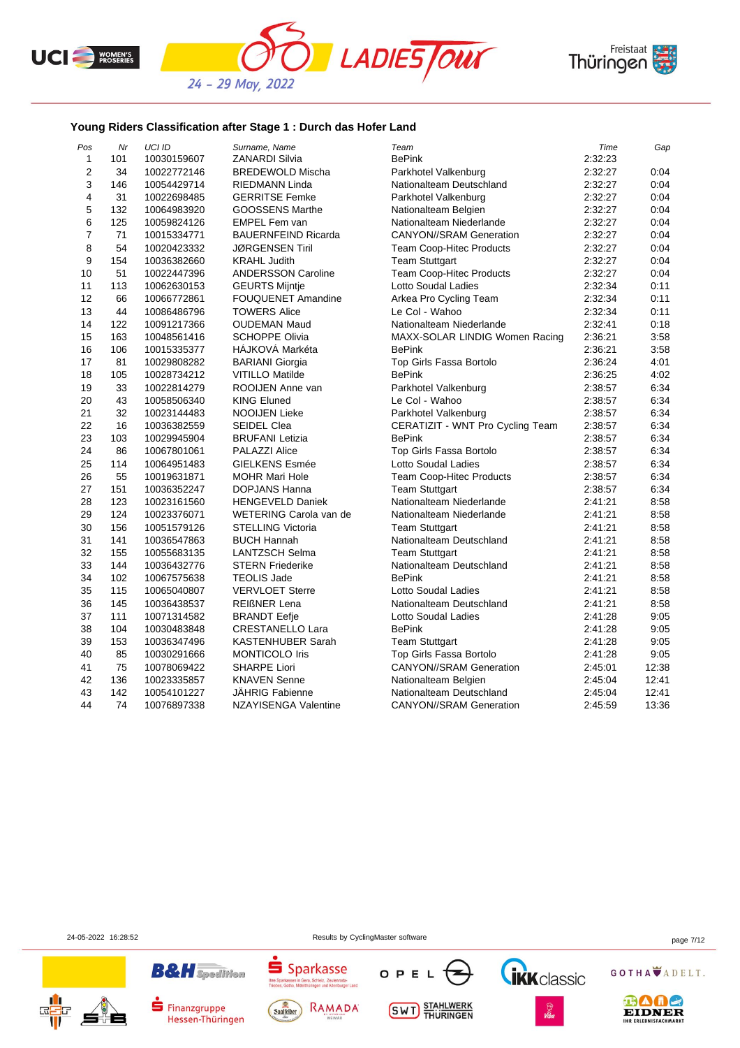## Young Riders Classification after Stage 1 : Durch das Hofer Land

| Pos | Nr | UCI ID | Surname, Name | Team | Time | Gap |
|---|---|---|---|---|---|---|
| 1 | 101 | 10030159607 | ZANARDI Silvia | BePink | 2:32:23 | |
| 2 | 34 | 10022772146 | BREDEWOLD Mischa | Parkhotel Valkenburg | 2:32:27 | 0:04 |
| 3 | 146 | 10054429714 | RIEDMANN Linda | Nationalteam Deutschland | 2:32:27 | 0:04 |
| 4 | 31 | 10022698485 | GERRITSE Femke | Parkhotel Valkenburg | 2:32:27 | 0:04 |
| 5 | 132 | 10064983920 | GOOSSENS Marthe | Nationalteam Belgien | 2:32:27 | 0:04 |
| 6 | 125 | 10059824126 | EMPEL Fem van | Nationalteam Niederlande | 2:32:27 | 0:04 |
| 7 | 71 | 10015334771 | BAUERNFEIND Ricarda | CANYON//SRAM Generation | 2:32:27 | 0:04 |
| 8 | 54 | 10020423332 | JØRGENSEN Tiril | Team Coop-Hitec Products | 2:32:27 | 0:04 |
| 9 | 154 | 10036382660 | KRAHL Judith | Team Stuttgart | 2:32:27 | 0:04 |
| 10 | 51 | 10022447396 | ANDERSSON Caroline | Team Coop-Hitec Products | 2:32:27 | 0:04 |
| 11 | 113 | 10062630153 | GEURTS Mijntje | Lotto Soudal Ladies | 2:32:34 | 0:11 |
| 12 | 66 | 10066772861 | FOUQUENET Amandine | Arkea Pro Cycling Team | 2:32:34 | 0:11 |
| 13 | 44 | 10086486796 | TOWERS Alice | Le Col - Wahoo | 2:32:34 | 0:11 |
| 14 | 122 | 10091217366 | OUDEMAN Maud | Nationalteam Niederlande | 2:32:41 | 0:18 |
| 15 | 163 | 10048561416 | SCHOPPE Olivia | MAXX-SOLAR LINDIG Women Racing | 2:36:21 | 3:58 |
| 16 | 106 | 10015335377 | HÁJKOVÁ Markéta | BePink | 2:36:21 | 3:58 |
| 17 | 81 | 10029808282 | BARIANI Giorgia | Top Girls Fassa Bortolo | 2:36:24 | 4:01 |
| 18 | 105 | 10028734212 | VITILLO Matilde | BePink | 2:36:25 | 4:02 |
| 19 | 33 | 10022814279 | ROOIJEN Anne van | Parkhotel Valkenburg | 2:38:57 | 6:34 |
| 20 | 43 | 10058506340 | KING Eluned | Le Col - Wahoo | 2:38:57 | 6:34 |
| 21 | 32 | 10023144483 | NOOIJEN Lieke | Parkhotel Valkenburg | 2:38:57 | 6:34 |
| 22 | 16 | 10036382559 | SEIDEL Clea | CERATIZIT - WNT Pro Cycling Team | 2:38:57 | 6:34 |
| 23 | 103 | 10029945904 | BRUFANI Letizia | BePink | 2:38:57 | 6:34 |
| 24 | 86 | 10067801061 | PALAZZI Alice | Top Girls Fassa Bortolo | 2:38:57 | 6:34 |
| 25 | 114 | 10064951483 | GIELKENS Esmée | Lotto Soudal Ladies | 2:38:57 | 6:34 |
| 26 | 55 | 10019631871 | MOHR Mari Hole | Team Coop-Hitec Products | 2:38:57 | 6:34 |
| 27 | 151 | 10036352247 | DOPJANS Hanna | Team Stuttgart | 2:38:57 | 6:34 |
| 28 | 123 | 10023161560 | HENGEVELD Daniek | Nationalteam Niederlande | 2:41:21 | 8:58 |
| 29 | 124 | 10023376071 | WETERING Carola van de | Nationalteam Niederlande | 2:41:21 | 8:58 |
| 30 | 156 | 10051579126 | STELLING Victoria | Team Stuttgart | 2:41:21 | 8:58 |
| 31 | 141 | 10036547863 | BUCH Hannah | Nationalteam Deutschland | 2:41:21 | 8:58 |
| 32 | 155 | 10055683135 | LANTZSCH Selma | Team Stuttgart | 2:41:21 | 8:58 |
| 33 | 144 | 10036432776 | STERN Friederike | Nationalteam Deutschland | 2:41:21 | 8:58 |
| 34 | 102 | 10067575638 | TEOLIS Jade | BePink | 2:41:21 | 8:58 |
| 35 | 115 | 10065040807 | VERVLOET Sterre | Lotto Soudal Ladies | 2:41:21 | 8:58 |
| 36 | 145 | 10036438537 | REIßNER Lena | Nationalteam Deutschland | 2:41:21 | 8:58 |
| 37 | 111 | 10071314582 | BRANDT Eefje | Lotto Soudal Ladies | 2:41:28 | 9:05 |
| 38 | 104 | 10030483848 | CRESTANELLO Lara | BePink | 2:41:28 | 9:05 |
| 39 | 153 | 10036347496 | KASTENHUBER Sarah | Team Stuttgart | 2:41:28 | 9:05 |
| 40 | 85 | 10030291666 | MONTICOLO Iris | Top Girls Fassa Bortolo | 2:41:28 | 9:05 |
| 41 | 75 | 10078069422 | SHARPE Liori | CANYON//SRAM Generation | 2:45:01 | 12:38 |
| 42 | 136 | 10023335857 | KNAVEN Senne | Nationalteam Belgien | 2:45:04 | 12:41 |
| 43 | 142 | 10054101227 | JÄHRIG Fabienne | Nationalteam Deutschland | 2:45:04 | 12:41 |
| 44 | 74 | 10076897338 | NZAYISENGA Valentine | CANYON//SRAM Generation | 2:45:59 | 13:36 |

24-05-2022 16:28:52

Results by CyclingMaster software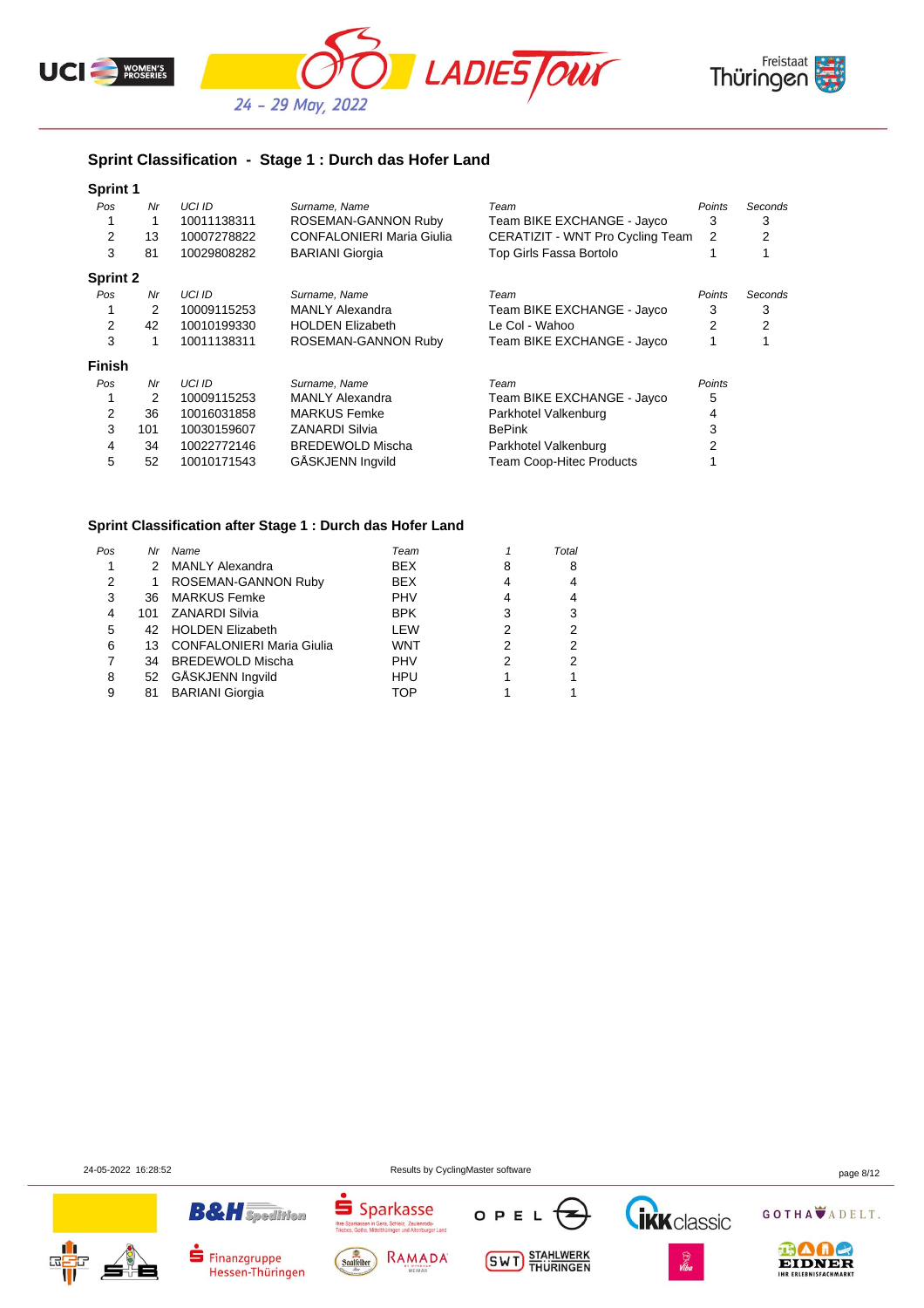## Sprint Classification - Stage 1 : Durch das Hofer Land

### Sprint 1

| Pos | Nr | UCI ID | Surname, Name | Team | Points | Seconds |
|---|---|---|---|---|---|---|
| 1 | 1 | 10011138311 | ROSEMAN-GANNON Ruby | Team BIKE EXCHANGE - Jayco | 3 | 3 |
| 2 | 13 | 10007278822 | CONFALONIERI Maria Giulia | CERATIZIT - WNT Pro Cycling Team | 2 | 2 |
| 3 | 81 | 10029808282 | BARIANI Giorgia | Top Girls Fassa Bortolo | 1 | 1 |

### Sprint 2

| Pos | Nr | UCI ID | Surname, Name | Team | Points | Seconds |
|---|---|---|---|---|---|---|
| 1 | 2 | 10009115253 | MANLY Alexandra | Team BIKE EXCHANGE - Jayco | 3 | 3 |
| 2 | 42 | 10010199330 | HOLDEN Elizabeth | Le Col - Wahoo | 2 | 2 |
| 3 | 1 | 10011138311 | ROSEMAN-GANNON Ruby | Team BIKE EXCHANGE - Jayco | 1 | 1 |

### Finish

| Pos | Nr | UCI ID | Surname, Name | Team | Points |
|---|---|---|---|---|---|
| 1 | 2 | 10009115253 | MANLY Alexandra | Team BIKE EXCHANGE - Jayco | 5 |
| 2 | 36 | 10016031858 | MARKUS Femke | Parkhotel Valkenburg | 4 |
| 3 | 101 | 10030159607 | ZANARDI Silvia | BePink | 3 |
| 4 | 34 | 10022772146 | BREDEWOLD Mischa | Parkhotel Valkenburg | 2 |
| 5 | 52 | 10010171543 | GÅSKJENN Ingvild | Team Coop-Hitec Products | 1 |

## Sprint Classification after Stage 1 : Durch das Hofer Land

| Pos | Nr | Name | Team | 1 | Total |
|---|---|---|---|---|---|
| 1 | 2 | MANLY Alexandra | BEX | 8 | 8 |
| 2 | 1 | ROSEMAN-GANNON Ruby | BEX | 4 | 4 |
| 3 | 36 | MARKUS Femke | PHV | 4 | 4 |
| 4 | 101 | ZANARDI Silvia | BPK | 3 | 3 |
| 5 | 42 | HOLDEN Elizabeth | LEW | 2 | 2 |
| 6 | 13 | CONFALONIERI Maria Giulia | WNT | 2 | 2 |
| 7 | 34 | BREDEWOLD Mischa | PHV | 2 | 2 |
| 8 | 52 | GÅSKJENN Ingvild | HPU | 1 | 1 |
| 9 | 81 | BARIANI Giorgia | TOP | 1 | 1 |

24-05-2022 16:28:52 Results by CyclingMaster software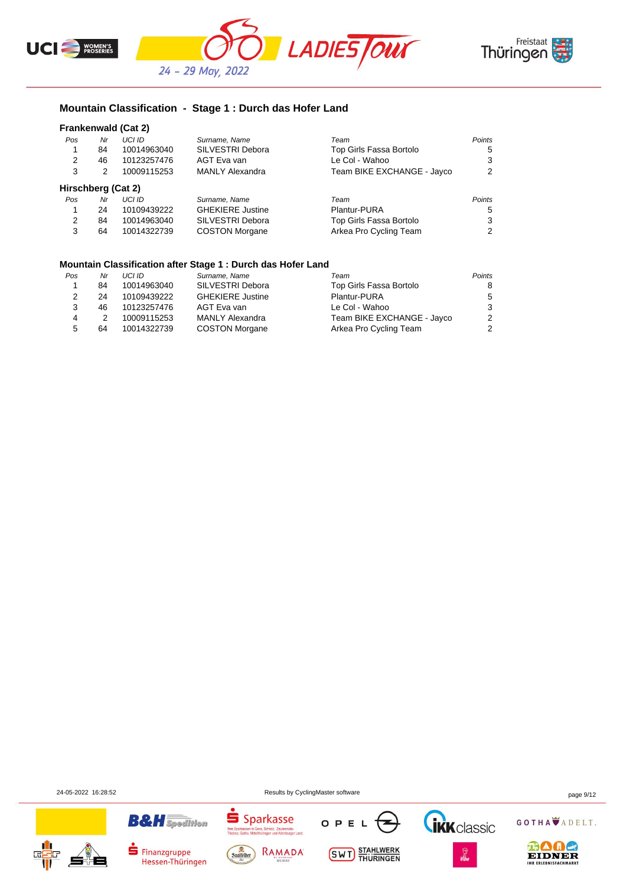## Mountain Classification - Stage 1 : Durch das Hofer Land

### Frankenwald (Cat 2)

| Pos | Nr | UCI ID | Surname, Name | Team | Points |
|---|---|---|---|---|---|
| 1 | 84 | 10014963040 | SILVESTRI Debora | Top Girls Fassa Bortolo | 5 |
| 2 | 46 | 10123257476 | AGT Eva van | Le Col - Wahoo | 3 |
| 3 | 2 | 10009115253 | MANLY Alexandra | Team BIKE EXCHANGE - Jayco | 2 |

### Hirschberg (Cat 2)

| Pos | Nr | UCI ID | Surname, Name | Team | Points |
|---|---|---|---|---|---|
| 1 | 24 | 10109439222 | GHEKIERE Justine | Plantur-PURA | 5 |
| 2 | 84 | 10014963040 | SILVESTRI Debora | Top Girls Fassa Bortolo | 3 |
| 3 | 64 | 10014322739 | COSTON Morgane | Arkea Pro Cycling Team | 2 |

## Mountain Classification after Stage 1 : Durch das Hofer Land

| Pos | Nr | UCI ID | Surname, Name | Team | Points |
|---|---|---|---|---|---|
| 1 | 84 | 10014963040 | SILVESTRI Debora | Top Girls Fassa Bortolo | 8 |
| 2 | 24 | 10109439222 | GHEKIERE Justine | Plantur-PURA | 5 |
| 3 | 46 | 10123257476 | AGT Eva van | Le Col - Wahoo | 3 |
| 4 | 2 | 10009115253 | MANLY Alexandra | Team BIKE EXCHANGE - Jayco | 2 |
| 5 | 64 | 10014322739 | COSTON Morgane | Arkea Pro Cycling Team | 2 |

24-05-2022 16:28:52 Results by CyclingMaster software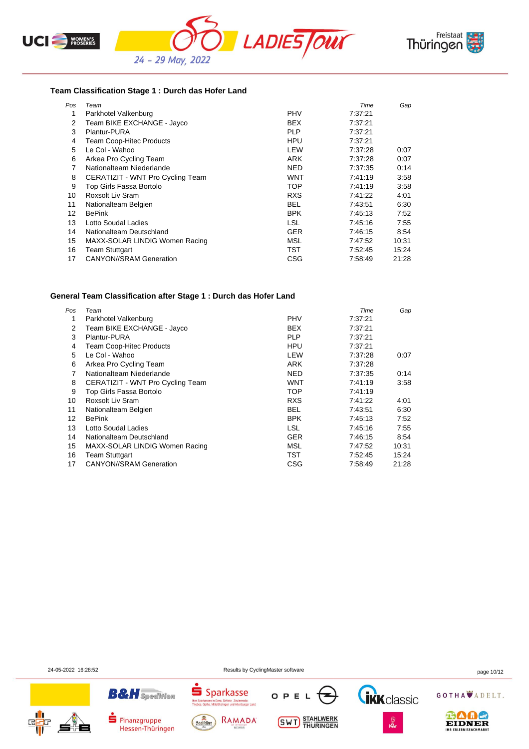### Team Classification Stage 1 : Durch das Hofer Land

| Pos | Team | | Time | Gap |
|---|---|---|---|---|
| 1 | Parkhotel Valkenburg | PHV | 7:37:21 | |
| 2 | Team BIKE EXCHANGE - Jayco | BEX | 7:37:21 | |
| 3 | Plantur-PURA | PLP | 7:37:21 | |
| 4 | Team Coop-Hitec Products | HPU | 7:37:21 | |
| 5 | Le Col - Wahoo | LEW | 7:37:28 | 0:07 |
| 6 | Arkea Pro Cycling Team | ARK | 7:37:28 | 0:07 |
| 7 | Nationalteam Niederlande | NED | 7:37:35 | 0:14 |
| 8 | CERATIZIT - WNT Pro Cycling Team | WNT | 7:41:19 | 3:58 |
| 9 | Top Girls Fassa Bortolo | TOP | 7:41:19 | 3:58 |
| 10 | Roxsolt Liv Sram | RXS | 7:41:22 | 4:01 |
| 11 | Nationalteam Belgien | BEL | 7:43:51 | 6:30 |
| 12 | BePink | BPK | 7:45:13 | 7:52 |
| 13 | Lotto Soudal Ladies | LSL | 7:45:16 | 7:55 |
| 14 | Nationalteam Deutschland | GER | 7:46:15 | 8:54 |
| 15 | MAXX-SOLAR LINDIG Women Racing | MSL | 7:47:52 | 10:31 |
| 16 | Team Stuttgart | TST | 7:52:45 | 15:24 |
| 17 | CANYON//SRAM Generation | CSG | 7:58:49 | 21:28 |

### General Team Classification after Stage 1 : Durch das Hofer Land

| Pos | Team | | Time | Gap |
|---|---|---|---|---|
| 1 | Parkhotel Valkenburg | PHV | 7:37:21 | |
| 2 | Team BIKE EXCHANGE - Jayco | BEX | 7:37:21 | |
| 3 | Plantur-PURA | PLP | 7:37:21 | |
| 4 | Team Coop-Hitec Products | HPU | 7:37:21 | |
| 5 | Le Col - Wahoo | LEW | 7:37:28 | 0:07 |
| 6 | Arkea Pro Cycling Team | ARK | 7:37:28 | |
| 7 | Nationalteam Niederlande | NED | 7:37:35 | 0:14 |
| 8 | CERATIZIT - WNT Pro Cycling Team | WNT | 7:41:19 | 3:58 |
| 9 | Top Girls Fassa Bortolo | TOP | 7:41:19 | |
| 10 | Roxsolt Liv Sram | RXS | 7:41:22 | 4:01 |
| 11 | Nationalteam Belgien | BEL | 7:43:51 | 6:30 |
| 12 | BePink | BPK | 7:45:13 | 7:52 |
| 13 | Lotto Soudal Ladies | LSL | 7:45:16 | 7:55 |
| 14 | Nationalteam Deutschland | GER | 7:46:15 | 8:54 |
| 15 | MAXX-SOLAR LINDIG Women Racing | MSL | 7:47:52 | 10:31 |
| 16 | Team Stuttgart | TST | 7:52:45 | 15:24 |
| 17 | CANYON//SRAM Generation | CSG | 7:58:49 | 21:28 |

24-05-2022 16:28:52 Results by CyclingMaster software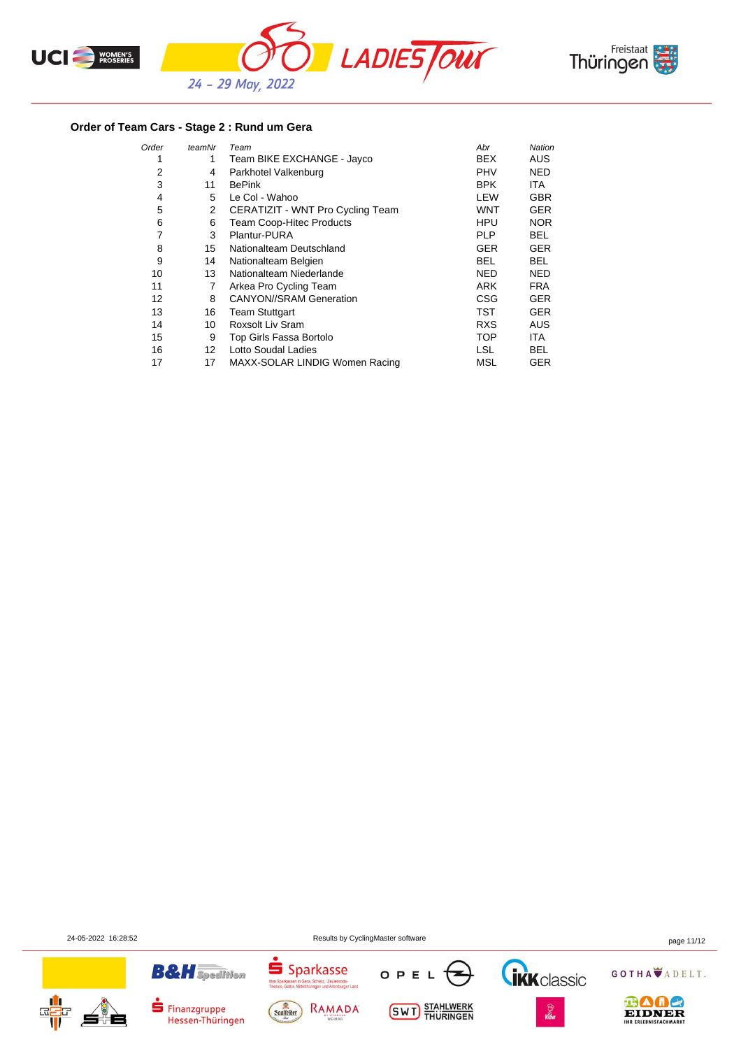**Order of Team Cars - Stage 2 : Rund um Gera**

| *Order* | *teamNr* | *Team* | *Abr* | *Nation* |
|---|---|---|---|---|
| 1 | 1 | Team BIKE EXCHANGE - Jayco | BEX | AUS |
| 2 | 4 | Parkhotel Valkenburg | PHV | NED |
| 3 | 11 | BePink | BPK | ITA |
| 4 | 5 | Le Col - Wahoo | LEW | GBR |
| 5 | 2 | CERATIZIT - WNT Pro Cycling Team | WNT | GER |
| 6 | 6 | Team Coop-Hitec Products | HPU | NOR |
| 7 | 3 | Plantur-PURA | PLP | BEL |
| 8 | 15 | Nationalteam Deutschland | GER | GER |
| 9 | 14 | Nationalteam Belgien | BEL | BEL |
| 10 | 13 | Nationalteam Niederlande | NED | NED |
| 11 | 7 | Arkea Pro Cycling Team | ARK | FRA |
| 12 | 8 | CANYON//SRAM Generation | CSG | GER |
| 13 | 16 | Team Stuttgart | TST | GER |
| 14 | 10 | Roxsolt Liv Sram | RXS | AUS |
| 15 | 9 | Top Girls Fassa Bortolo | TOP | ITA |
| 16 | 12 | Lotto Soudal Ladies | LSL | BEL |
| 17 | 17 | MAXX-SOLAR LINDIG Women Racing | MSL | GER |

24-05-2022 16:28:52

Results by CyclingMaster software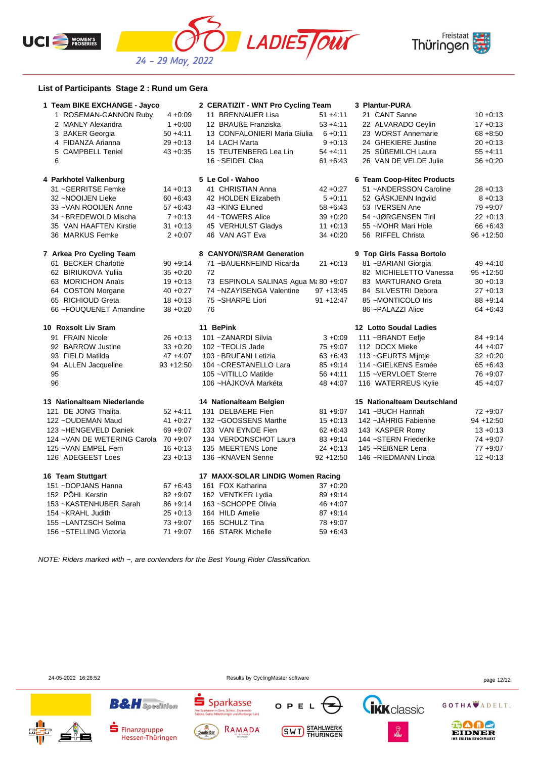## List of Participants Stage 2 : Rund um Gera

**1 Team BIKE EXCHANGE - Jayco**

| | | |
|---|---|---|
| 1 ROSEMAN-GANNON Ruby | 4 | +0:09 |
| 2 MANLY Alexandra | 1 | +0:00 |
| 3 BAKER Georgia | 50 | +4:11 |
| 4 FIDANZA Arianna | 29 | +0:13 |
| 5 CAMPBELL Teniel | 43 | +0:35 |
| 6 | | |

**2 CERATIZIT - WNT Pro Cycling Team**

| | | |
|---|---|---|
| 11 BRENNAUER Lisa | 51 | +4:11 |
| 12 BRAUßE Franziska | 53 | +4:11 |
| 13 CONFALONIERI Maria Giulia | 6 | +0:11 |
| 14 LACH Marta | 9 | +0:13 |
| 15 TEUTENBERG Lea Lin | 54 | +4:11 |
| 16 ~SEIDEL Clea | 61 | +6:43 |

**3 Plantur-PURA**

| | | |
|---|---|---|
| 21 CANT Sanne | 10 | +0:13 |
| 22 ALVARADO Ceylin | 17 | +0:13 |
| 23 WORST Annemarie | 68 | +8:50 |
| 24 GHEKIERE Justine | 20 | +0:13 |
| 25 SÜßEMILCH Laura | 55 | +4:11 |
| 26 VAN DE VELDE Julie | 36 | +0:20 |

**4 Parkhotel Valkenburg**

| | | |
|---|---|---|
| 31 ~GERRITSE Femke | 14 | +0:13 |
| 32 ~NOOIJEN Lieke | 60 | +6:43 |
| 33 ~VAN ROOIJEN Anne | 57 | +6:43 |
| 34 ~BREDEWOLD Mischa | 7 | +0:13 |
| 35 VAN HAAFTEN Kirstie | 31 | +0:13 |
| 36 MARKUS Femke | 2 | +0:07 |

**5 Le Col - Wahoo**

| | | |
|---|---|---|
| 41 CHRISTIAN Anna | 42 | +0:27 |
| 42 HOLDEN Elizabeth | 5 | +0:11 |
| 43 ~KING Eluned | 58 | +6:43 |
| 44 ~TOWERS Alice | 39 | +0:20 |
| 45 VERHULST Gladys | 11 | +0:13 |
| 46 VAN AGT Eva | 34 | +0:20 |

**6 Team Coop-Hitec Products**

| | | |
|---|---|---|
| 51 ~ANDERSSON Caroline | 28 | +0:13 |
| 52 GÅSKJENN Ingvild | 8 | +0:13 |
| 53 IVERSEN Ane | 79 | +9:07 |
| 54 ~JØRGENSEN Tiril | 22 | +0:13 |
| 55 ~MOHR Mari Hole | 66 | +6:43 |
| 56 RIFFEL Christa | 96 | +12:50 |

**7 Arkea Pro Cycling Team**

| | | |
|---|---|---|
| 61 BECKER Charlotte | 90 | +9:14 |
| 62 BIRIUKOVA Yuliia | 35 | +0:20 |
| 63 MORICHON Anaïs | 19 | +0:13 |
| 64 COSTON Morgane | 40 | +0:27 |
| 65 RICHIOUD Greta | 18 | +0:13 |
| 66 ~FOUQUENET Amandine | 38 | +0:20 |

**8 CANYON//SRAM Generation**

| | | |
|---|---|---|
| 71 ~BAUERNFEIND Ricarda | 21 | +0:13 |
| 72 | | |
| 73 ESPINOLA SALINAS Agua Ma | 80 | +9:07 |
| 74 ~NZAYISENGA Valentine | 97 | +13:45 |
| 75 ~SHARPE Liori | 91 | +12:47 |
| 76 | | |

**9 Top Girls Fassa Bortolo**

| | | |
|---|---|---|
| 81 ~BARIANI Giorgia | 49 | +4:10 |
| 82 MICHIELETTO Vanessa | 95 | +12:50 |
| 83 MARTURANO Greta | 30 | +0:13 |
| 84 SILVESTRI Debora | 27 | +0:13 |
| 85 ~MONTICOLO Iris | 88 | +9:14 |
| 86 ~PALAZZI Alice | 64 | +6:43 |

**10 Roxsolt Liv Sram**

| | | |
|---|---|---|
| 91 FRAIN Nicole | 26 | +0:13 |
| 92 BARROW Justine | 33 | +0:20 |
| 93 FIELD Matilda | 47 | +4:07 |
| 94 ALLEN Jacqueline | 93 | +12:50 |
| 95 | | |
| 96 | | |

**11 BePink**

| | | |
|---|---|---|
| 101 ~ZANARDI Silvia | 3 | +0:09 |
| 102 ~TEOLIS Jade | 75 | +9:07 |
| 103 ~BRUFANI Letizia | 63 | +6:43 |
| 104 ~CRESTANELLO Lara | 85 | +9:14 |
| 105 ~VITILLO Matilde | 56 | +4:11 |
| 106 ~HÁJKOVÁ Markéta | 48 | +4:07 |

**12 Lotto Soudal Ladies**

| | | |
|---|---|---|
| 111 ~BRANDT Eefje | 84 | +9:14 |
| 112 DOCX Mieke | 44 | +4:07 |
| 113 ~GEURTS Mijntje | 32 | +0:20 |
| 114 ~GIELKENS Esmée | 65 | +6:43 |
| 115 ~VERVLOET Sterre | 76 | +9:07 |
| 116 WATERREUS Kylie | 45 | +4:07 |

**13 Nationalteam Niederlande**

| | | |
|---|---|---|
| 121 DE JONG Thalita | 52 | +4:11 |
| 122 ~OUDEMAN Maud | 41 | +0:27 |
| 123 ~HENGEVELD Daniek | 69 | +9:07 |
| 124 ~VAN DE WETERING Carola | 70 | +9:07 |
| 125 ~VAN EMPEL Fem | 16 | +0:13 |
| 126 ADEGEEST Loes | 23 | +0:13 |

**14 Nationalteam Belgien**

| | | |
|---|---|---|
| 131 DELBAERE Fien | 81 | +9:07 |
| 132 ~GOOSSENS Marthe | 15 | +0:13 |
| 133 VAN EYNDE Fien | 62 | +6:43 |
| 134 VERDONSCHOT Laura | 83 | +9:14 |
| 135 MEERTENS Lone | 24 | +0:13 |
| 136 ~KNAVEN Senne | 92 | +12:50 |

**15 Nationalteam Deutschland**

| | | |
|---|---|---|
| 141 ~BUCH Hannah | 72 | +9:07 |
| 142 ~JÄHRIG Fabienne | 94 | +12:50 |
| 143 KASPER Romy | 13 | +0:13 |
| 144 ~STERN Friederike | 74 | +9:07 |
| 145 ~REIßNER Lena | 77 | +9:07 |
| 146 ~RIEDMANN Linda | 12 | +0:13 |

**16 Team Stuttgart**

| | | |
|---|---|---|
| 151 ~DOPJANS Hanna | 67 | +6:43 |
| 152 PÖHL Kerstin | 82 | +9:07 |
| 153 ~KASTENHUBER Sarah | 86 | +9:14 |
| 154 ~KRAHL Judith | 25 | +0:13 |
| 155 ~LANTZSCH Selma | 73 | +9:07 |
| 156 ~STELLING Victoria | 71 | +9:07 |

**17 MAXX-SOLAR LINDIG Women Racing**

| | | |
|---|---|---|
| 161 FOX Katharina | 37 | +0:20 |
| 162 VENTKER Lydia | 89 | +9:14 |
| 163 ~SCHOPPE Olivia | 46 | +4:07 |
| 164 HILD Amelie | 87 | +9:14 |
| 165 SCHULZ Tina | 78 | +9:07 |
| 166 STARK Michelle | 59 | +6:43 |

*NOTE: Riders marked with ~, are contenders for the Best Young Rider Classification.*

24-05-2022 16:28:52 Results by CyclingMaster software